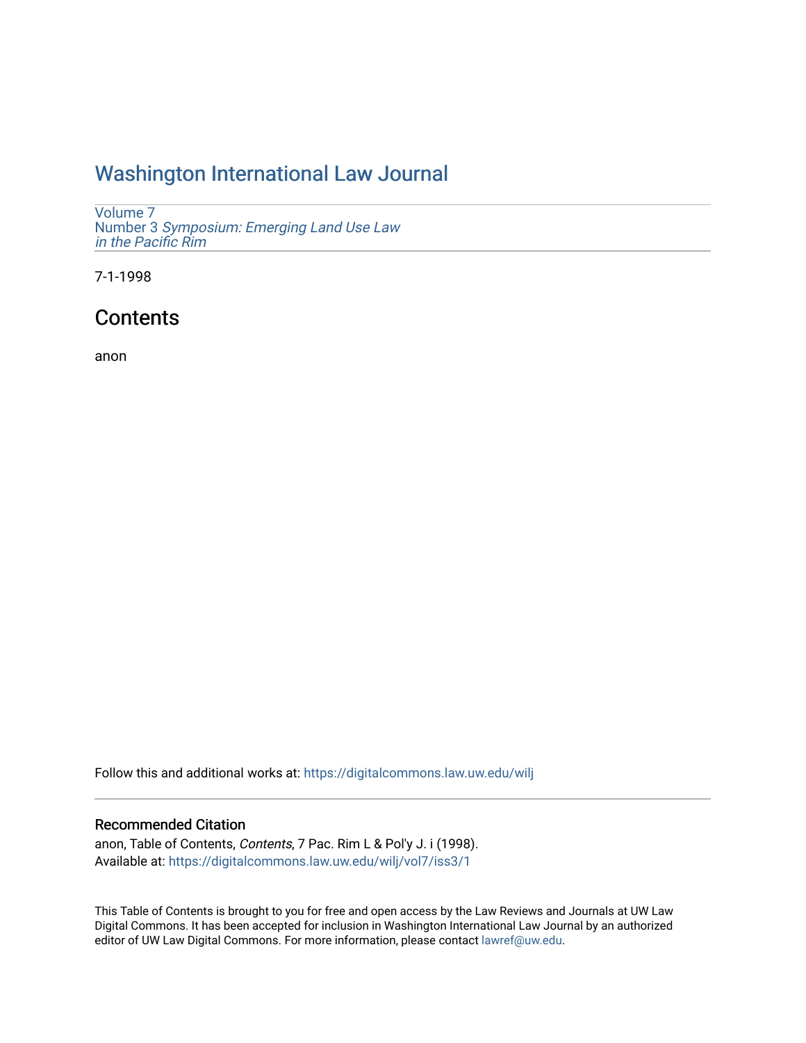# Washington International Law Journal

Volume 7
Number 3 *Symposium: Emerging Land Use Law in the Pacific Rim*

7-1-1998

## Contents

anon

Follow this and additional works at: https://digitalcommons.law.uw.edu/wilj

### Recommended Citation

anon, Table of Contents, *Contents*, 7 Pac. Rim L & Pol'y J. i (1998).
Available at: https://digitalcommons.law.uw.edu/wilj/vol7/iss3/1

This Table of Contents is brought to you for free and open access by the Law Reviews and Journals at UW Law Digital Commons. It has been accepted for inclusion in Washington International Law Journal by an authorized editor of UW Law Digital Commons. For more information, please contact lawref@uw.edu.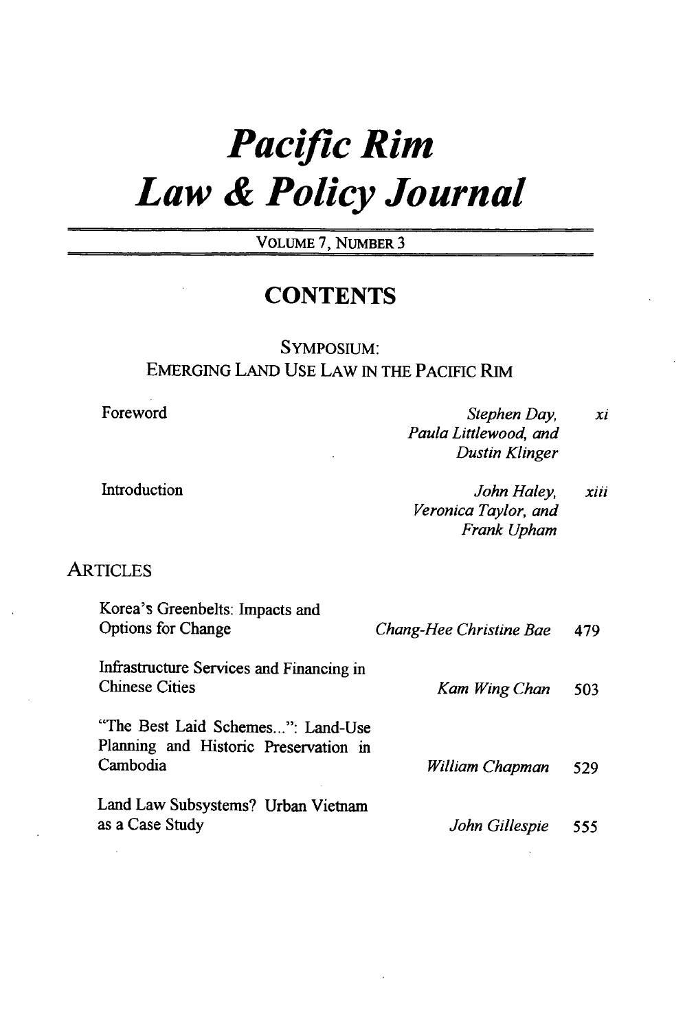# *Pacific Rim Law & Policy Journal*

VOLUME 7, NUMBER 3

## CONTENTS

SYMPOSIUM:
EMERGING LAND USE LAW IN THE PACIFIC RIM

| | | |
|---|---|---|
| Foreword | *Stephen Day, Paula Littlewood, and Dustin Klinger* | *xi* |
| Introduction | *John Haley, Veronica Taylor, and Frank Upham* | *xiii* |

### ARTICLES

| | | |
|---|---|---|
| Korea's Greenbelts: Impacts and Options for Change | *Chang-Hee Christine Bae* | 479 |
| Infrastructure Services and Financing in Chinese Cities | *Kam Wing Chan* | 503 |
| "The Best Laid Schemes...": Land-Use Planning and Historic Preservation in Cambodia | *William Chapman* | 529 |
| Land Law Subsystems? Urban Vietnam as a Case Study | *John Gillespie* | 555 |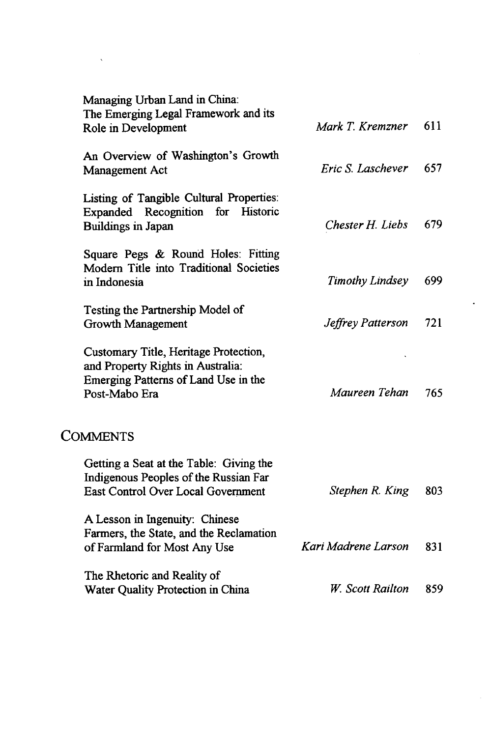| | | |
|---|---|---|
| Managing Urban Land in China: The Emerging Legal Framework and its Role in Development | *Mark T. Kremzner* | 611 |
| An Overview of Washington's Growth Management Act | *Eric S. Laschever* | 657 |
| Listing of Tangible Cultural Properties: Expanded Recognition for Historic Buildings in Japan | *Chester H. Liebs* | 679 |
| Square Pegs & Round Holes: Fitting Modern Title into Traditional Societies in Indonesia | *Timothy Lindsey* | 699 |
| Testing the Partnership Model of Growth Management | *Jeffrey Patterson* | 721 |
| Customary Title, Heritage Protection, and Property Rights in Australia: Emerging Patterns of Land Use in the Post-Mabo Era | *Maureen Tehan* | 765 |

## COMMENTS

| | | |
|---|---|---|
| Getting a Seat at the Table: Giving the Indigenous Peoples of the Russian Far East Control Over Local Government | *Stephen R. King* | 803 |
| A Lesson in Ingenuity: Chinese Farmers, the State, and the Reclamation of Farmland for Most Any Use | *Kari Madrene Larson* | 831 |
| The Rhetoric and Reality of Water Quality Protection in China | *W. Scott Railton* | 859 |